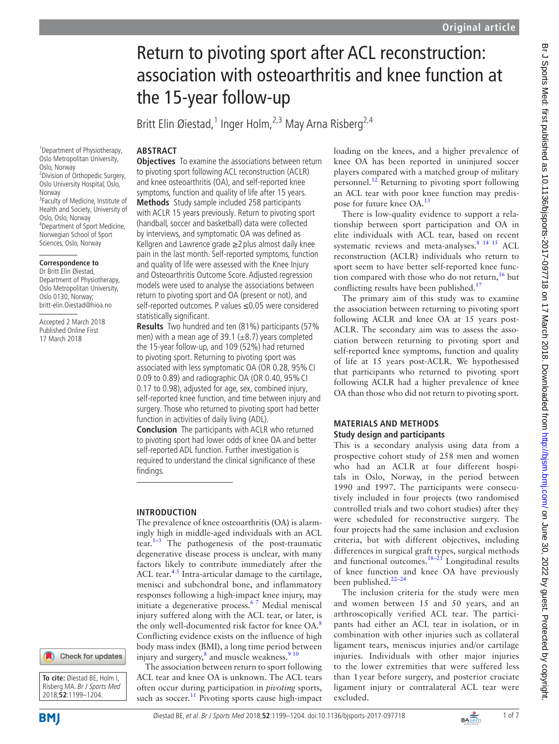# Return to pivoting sport after ACL reconstruction: association with osteoarthritis and knee function at the 15-year follow-up

Britt Elin Øiestad,[1] Inger Holm,[2,3] May Arna Risberg[2,4]

[1]Department of Physiotherapy, Oslo Metropolitan University, Oslo, Norway
[2]Division of Orthopedic Surgery, Oslo University Hospital, Oslo, Norway
[3]Faculty of Medicine, Institute of Health and Society, University of Oslo, Oslo, Norway
[4]Department of Sport Medicine, Norwegian School of Sport Sciences, Oslo, Norway

**Correspondence to**
Dr Britt Elin Øiestad, Department of Physiotherapy, Oslo Metropolitan University, Oslo 0130, Norway; britt-elin.Oiestad@hioa.no

Accepted 2 March 2018
Published Online First 17 March 2018

**To cite:** Øiestad BE, Holm I, Risberg MA. *Br J Sports Med* 2018;**52**:1199–1204.

## ABSTRACT

**Objectives** To examine the associations between return to pivoting sport following ACL reconstruction (ACLR) and knee osteoarthritis (OA), and self-reported knee symptoms, function and quality of life after 15 years.

**Methods** Study sample included 258 participants with ACLR 15 years previously. Return to pivoting sport (handball, soccer and basketball) data were collected by interviews, and symptomatic OA was defined as Kellgren and Lawrence grade ≥2 plus almost daily knee pain in the last month. Self-reported symptoms, function and quality of life were assessed with the Knee Injury and Osteoarthritis Outcome Score. Adjusted regression models were used to analyse the associations between return to pivoting sport and OA (present or not), and self-reported outcomes. P values ≤0.05 were considered statistically significant.

**Results** Two hundred and ten (81%) participants (57% men) with a mean age of 39.1 (±8.7) years completed the 15-year follow-up, and 109 (52%) had returned to pivoting sport. Returning to pivoting sport was associated with less symptomatic OA (OR 0.28, 95% CI 0.09 to 0.89) and radiographic OA (OR 0.40, 95% CI 0.17 to 0.98), adjusted for age, sex, combined injury, self-reported knee function, and time between injury and surgery. Those who returned to pivoting sport had better function in activities of daily living (ADL).

**Conclusion** The participants with ACLR who returned to pivoting sport had lower odds of knee OA and better self-reported ADL function. Further investigation is required to understand the clinical significance of these findings.

## INTRODUCTION

The prevalence of knee osteoarthritis (OA) is alarmingly high in middle-aged individuals with an ACL tear.[1–3] The pathogenesis of the post-traumatic degenerative disease process is unclear, with many factors likely to contribute immediately after the ACL tear.[4,5] Intra-articular damage to the cartilage, menisci and subchondral bone, and inflammatory responses following a high-impact knee injury, may initiate a degenerative process.[6,7] Medial meniscal injury suffered along with the ACL tear, or later, is the only well-documented risk factor for knee OA.[8] Conflicting evidence exists on the influence of high body mass index (BMI), a long time period between injury and surgery,[8] and muscle weakness.[9,10]

The association between return to sport following ACL tear and knee OA is unknown. The ACL tears often occur during participation in *pivoting* sports, such as soccer.[11] Pivoting sports cause high-impact loading on the knees, and a higher prevalence of knee OA has been reported in uninjured soccer players compared with a matched group of military personnel.[12] Returning to pivoting sport following an ACL tear with poor knee function may predispose for future knee OA.[13]

There is low-quality evidence to support a relationship between sport participation and OA in elite individuals with ACL tear, based on recent systematic reviews and meta-analyses.[8,14,15] ACL reconstruction (ACLR) individuals who return to sport seem to have better self-reported knee function compared with those who do not return,[16] but conflicting results have been published.[17]

The primary aim of this study was to examine the association between returning to pivoting sport following ACLR and knee OA at 15 years post-ACLR. The secondary aim was to assess the association between returning to pivoting sport and self-reported knee symptoms, function and quality of life at 15 years post-ACLR. We hypothesised that participants who returned to pivoting sport following ACLR had a higher prevalence of knee OA than those who did not return to pivoting sport.

## MATERIALS AND METHODS

### Study design and participants

This is a secondary analysis using data from a prospective cohort study of 258 men and women who had an ACLR at four different hospitals in Oslo, Norway, in the period between 1990 and 1997. The participants were consecutively included in four projects (two randomised controlled trials and two cohort studies) after they were scheduled for reconstructive surgery. The four projects had the same inclusion and exclusion criteria, but with different objectives, including differences in surgical graft types, surgical methods and functional outcomes.[18–21] Longitudinal results of knee function and knee OA have previously been published.[22–24]

The inclusion criteria for the study were men and women between 15 and 50 years, and an arthroscopically verified ACL tear. The participants had either an ACL tear in isolation, or in combination with other injuries such as collateral ligament tears, meniscus injuries and/or cartilage injuries. Individuals with other major injuries to the lower extremities that were suffered less than 1 year before surgery, and posterior cruciate ligament injury or contralateral ACL tear were excluded.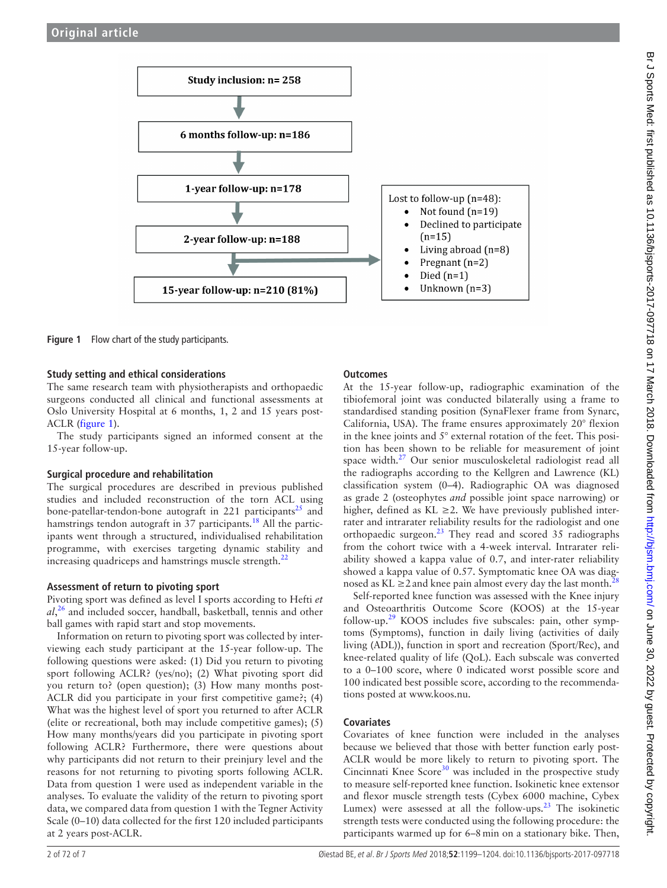Study inclusion: n= 258

6 months follow-up: n=186

1-year follow-up: n=178

2-year follow-up: n=188

15-year follow-up: n=210 (81%)

Lost to follow-up (n=48):

- Not found (n=19)
- Declined to participate (n=15)
- Living abroad (n=8)
- Pregnant (n=2)
- Died (n=1)
- Unknown (n=3)

**Figure 1** Flow chart of the study participants.

### Study setting and ethical considerations

The same research team with physiotherapists and orthopaedic surgeons conducted all clinical and functional assessments at Oslo University Hospital at 6 months, 1, 2 and 15 years post-ACLR (figure 1).

The study participants signed an informed consent at the 15-year follow-up.

### Surgical procedure and rehabilitation

The surgical procedures are described in previous published studies and included reconstruction of the torn ACL using bone-patellar-tendon-bone autograft in 221 participants[25] and hamstrings tendon autograft in 37 participants.[18] All the participants went through a structured, individualised rehabilitation programme, with exercises targeting dynamic stability and increasing quadriceps and hamstrings muscle strength.[22]

### Assessment of return to pivoting sport

Pivoting sport was defined as level I sports according to Hefti *et al*,[26] and included soccer, handball, basketball, tennis and other ball games with rapid start and stop movements.

Information on return to pivoting sport was collected by interviewing each study participant at the 15-year follow-up. The following questions were asked: (1) Did you return to pivoting sport following ACLR? (yes/no); (2) What pivoting sport did you return to? (open question); (3) How many months post-ACLR did you participate in your first competitive game?; (4) What was the highest level of sport you returned to after ACLR (elite or recreational, both may include competitive games); (5) How many months/years did you participate in pivoting sport following ACLR? Furthermore, there were questions about why participants did not return to their preinjury level and the reasons for not returning to pivoting sports following ACLR. Data from question 1 were used as independent variable in the analyses. To evaluate the validity of the return to pivoting sport data, we compared data from question 1 with the Tegner Activity Scale (0–10) data collected for the first 120 included participants at 2 years post-ACLR.

### Outcomes

At the 15-year follow-up, radiographic examination of the tibiofemoral joint was conducted bilaterally using a frame to standardised standing position (SynaFlexer frame from Synarc, California, USA). The frame ensures approximately 20° flexion in the knee joints and 5° external rotation of the feet. This position has been shown to be reliable for measurement of joint space width.[27] Our senior musculoskeletal radiologist read all the radiographs according to the Kellgren and Lawrence (KL) classification system (0–4). Radiographic OA was diagnosed as grade 2 (osteophytes *and* possible joint space narrowing) or higher, defined as KL ≥2. We have previously published inter-rater and intrarater reliability results for the radiologist and one orthopaedic surgeon.[23] They read and scored 35 radiographs from the cohort twice with a 4-week interval. Intrarater reliability showed a kappa value of 0.7, and inter-rater reliability showed a kappa value of 0.57. Symptomatic knee OA was diagnosed as KL ≥2 and knee pain almost every day the last month.[28]

Self-reported knee function was assessed with the Knee injury and Osteoarthritis Outcome Score (KOOS) at the 15-year follow-up.[29] KOOS includes five subscales: pain, other symptoms (Symptoms), function in daily living (activities of daily living (ADL)), function in sport and recreation (Sport/Rec), and knee-related quality of life (QoL). Each subscale was converted to a 0–100 score, where 0 indicated worst possible score and 100 indicated best possible score, according to the recommendations posted at www.koos.nu.

### Covariates

Covariates of knee function were included in the analyses because we believed that those with better function early post-ACLR would be more likely to return to pivoting sport. The Cincinnati Knee Score[30] was included in the prospective study to measure self-reported knee function. Isokinetic knee extensor and flexor muscle strength tests (Cybex 6000 machine, Cybex Lumex) were assessed at all the follow-ups.[23] The isokinetic strength tests were conducted using the following procedure: the participants warmed up for 6–8 min on a stationary bike. Then,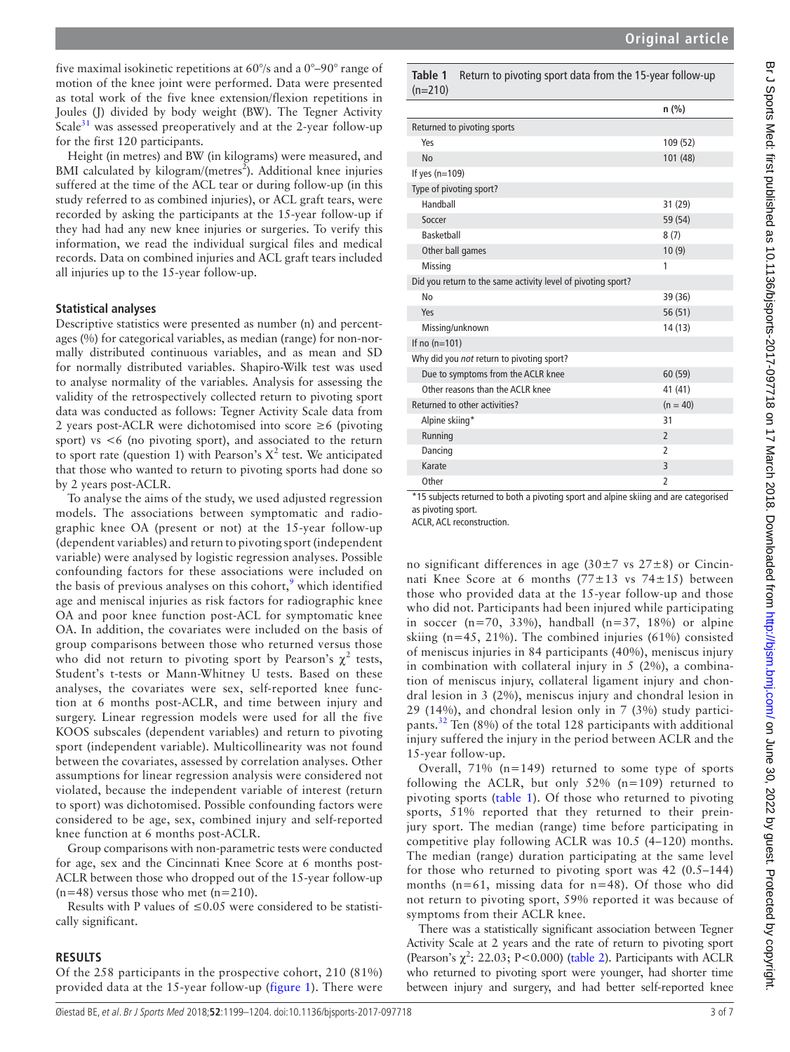five maximal isokinetic repetitions at 60°/s and a 0°–90° range of motion of the knee joint were performed. Data were presented as total work of the five knee extension/flexion repetitions in Joules (J) divided by body weight (BW). The Tegner Activity Scale[31] was assessed preoperatively and at the 2-year follow-up for the first 120 participants.

Height (in metres) and BW (in kilograms) were measured, and BMI calculated by kilogram/(metres$^2$). Additional knee injuries suffered at the time of the ACL tear or during follow-up (in this study referred to as combined injuries), or ACL graft tears, were recorded by asking the participants at the 15-year follow-up if they had had any new knee injuries or surgeries. To verify this information, we read the individual surgical files and medical records. Data on combined injuries and ACL graft tears included all injuries up to the 15-year follow-up.

### Statistical analyses

Descriptive statistics were presented as number (n) and percentages (%) for categorical variables, as median (range) for non-normally distributed continuous variables, and as mean and SD for normally distributed variables. Shapiro-Wilk test was used to analyse normality of the variables. Analysis for assessing the validity of the retrospectively collected return to pivoting sport data was conducted as follows: Tegner Activity Scale data from 2 years post-ACLR were dichotomised into score ≥6 (pivoting sport) vs <6 (no pivoting sport), and associated to the return to sport rate (question 1) with Pearson's $X^2$ test. We anticipated that those who wanted to return to pivoting sports had done so by 2 years post-ACLR.

To analyse the aims of the study, we used adjusted regression models. The associations between symptomatic and radiographic knee OA (present or not) at the 15-year follow-up (dependent variables) and return to pivoting sport (independent variable) were analysed by logistic regression analyses. Possible confounding factors for these associations were included on the basis of previous analyses on this cohort,[9] which identified age and meniscal injuries as risk factors for radiographic knee OA and poor knee function post-ACL for symptomatic knee OA. In addition, the covariates were included on the basis of group comparisons between those who returned versus those who did not return to pivoting sport by Pearson's $\chi^2$ tests, Student's t-tests or Mann-Whitney U tests. Based on these analyses, the covariates were sex, self-reported knee function at 6 months post-ACLR, and time between injury and surgery. Linear regression models were used for all the five KOOS subscales (dependent variables) and return to pivoting sport (independent variable). Multicollinearity was not found between the covariates, assessed by correlation analyses. Other assumptions for linear regression analysis were considered not violated, because the independent variable of interest (return to sport) was dichotomised. Possible confounding factors were considered to be age, sex, combined injury and self-reported knee function at 6 months post-ACLR.

Group comparisons with non-parametric tests were conducted for age, sex and the Cincinnati Knee Score at 6 months post-ACLR between those who dropped out of the 15-year follow-up (n=48) versus those who met (n=210).

Results with P values of ≤0.05 were considered to be statistically significant.

## RESULTS

Of the 258 participants in the prospective cohort, 210 (81%) provided data at the 15-year follow-up (figure 1). There were no significant differences in age (30±7 vs 27±8) or Cincinnati Knee Score at 6 months (77±13 vs 74±15) between those who provided data at the 15-year follow-up and those who did not. Participants had been injured while participating in soccer (n=70, 33%), handball (n=37, 18%) or alpine skiing (n=45, 21%). The combined injuries (61%) consisted of meniscus injuries in 84 participants (40%), meniscus injury in combination with collateral injury in 5 (2%), a combination of meniscus injury, collateral ligament injury and chondral lesion in 3 (2%), meniscus injury and chondral lesion in 29 (14%), and chondral lesion only in 7 (3%) study participants.[32] Ten (8%) of the total 128 participants with additional injury suffered the injury in the period between ACLR and the 15-year follow-up.

**Table 1** Return to pivoting sport data from the 15-year follow-up (n=210)

| | n (%) |
|---|---|
| Returned to pivoting sports | |
| Yes | 109 (52) |
| No | 101 (48) |
| If yes (n=109) | |
| Type of pivoting sport? | |
| Handball | 31 (29) |
| Soccer | 59 (54) |
| Basketball | 8 (7) |
| Other ball games | 10 (9) |
| Missing | 1 |
| Did you return to the same activity level of pivoting sport? | |
| No | 39 (36) |
| Yes | 56 (51) |
| Missing/unknown | 14 (13) |
| If no (n=101) | |
| Why did you *not* return to pivoting sport? | |
| Due to symptoms from the ACLR knee | 60 (59) |
| Other reasons than the ACLR knee | 41 (41) |
| Returned to other activities? | (n = 40) |
| Alpine skiing* | 31 |
| Running | 2 |
| Dancing | 2 |
| Karate | 3 |
| Other | 2 |

*15 subjects returned to both a pivoting sport and alpine skiing and are categorised as pivoting sport.
ACLR, ACL reconstruction.

Overall, 71% (n=149) returned to some type of sports following the ACLR, but only 52% (n=109) returned to pivoting sports (table 1). Of those who returned to pivoting sports, 51% reported that they returned to their preinjury sport. The median (range) time before participating in competitive play following ACLR was 10.5 (4–120) months. The median (range) duration participating at the same level for those who returned to pivoting sport was 42 (0.5–144) months (n=61, missing data for n=48). Of those who did not return to pivoting sport, 59% reported it was because of symptoms from their ACLR knee.

There was a statistically significant association between Tegner Activity Scale at 2 years and the rate of return to pivoting sport (Pearson's $\chi^2$: 22.03; P<0.000) (table 2). Participants with ACLR who returned to pivoting sport were younger, had shorter time between injury and surgery, and had better self-reported knee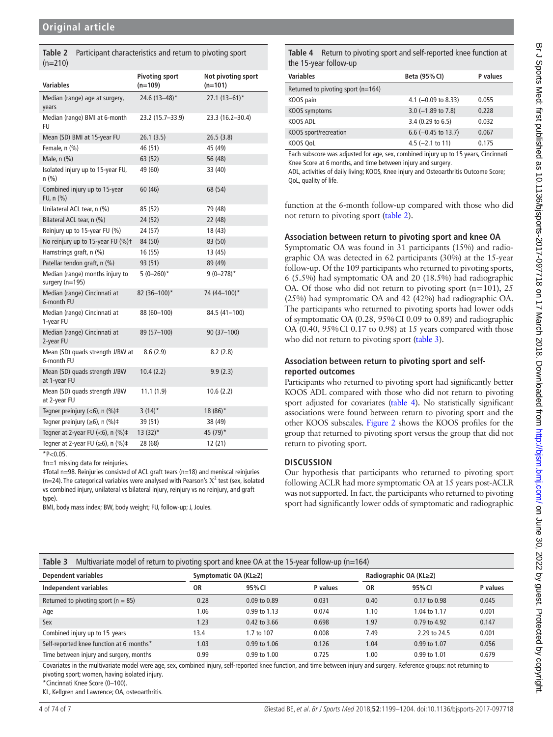**Table 2** Participant characteristics and return to pivoting sport (n=210)

| Variables | Pivoting sport (n=109) | Not pivoting sport (n=101) |
|---|---|---|
| Median (range) age at surgery, years | 24.6 (13–48)* | 27.1 (13–61)* |
| Median (range) BMI at 6-month FU | 23.2 (15.7–33.9) | 23.3 (16.2–30.4) |
| Mean (SD) BMI at 15-year FU | 26.1 (3.5) | 26.5 (3.8) |
| Female, n (%) | 46 (51) | 45 (49) |
| Male, n (%) | 63 (52) | 56 (48) |
| Isolated injury up to 15-year FU, n (%) | 49 (60) | 33 (40) |
| Combined injury up to 15-year FU, n (%) | 60 (46) | 68 (54) |
| Unilateral ACL tear, n (%) | 85 (52) | 79 (48) |
| Bilateral ACL tear, n (%) | 24 (52) | 22 (48) |
| Reinjury up to 15-year FU (%) | 24 (57) | 18 (43) |
| No reinjury up to 15-year FU (%)† | 84 (50) | 83 (50) |
| Hamstrings graft, n (%) | 16 (55) | 13 (45) |
| Patellar tendon graft, n (%) | 93 (51) | 89 (49) |
| Median (range) months injury to surgery (n=195) | 5 (0–260)* | 9 (0–278)* |
| Median (range) Cincinnati at 6-month FU | 82 (36–100)* | 74 (44–100)* |
| Median (range) Cincinnati at 1-year FU | 88 (60–100) | 84.5 (41–100) |
| Median (range) Cincinnati at 2-year FU | 89 (57–100) | 90 (37–100) |
| Mean (SD) quads strength J/BW at 6-month FU | 8.6 (2.9) | 8.2 (2.8) |
| Mean (SD) quads strength J/BW at 1-year FU | 10.4 (2.2) | 9.9 (2.3) |
| Mean (SD) quads strength J/BW at 2-year FU | 11.1 (1.9) | 10.6 (2.2) |
| Tegner preinjury (<6), n (%)‡ | 3 (14)* | 18 (86)* |
| Tegner preinjury (≥6), n (%)‡ | 39 (51) | 38 (49) |
| Tegner at 2-year FU (<6), n (%)‡ | 13 (32)* | 45 (79)* |
| Tegner at 2-year FU (≥6), n (%)‡ | 28 (68) | 12 (21) |

*P<0.05.

†n=1 missing data for reinjuries.

‡Total n=98. Reinjuries consisted of ACL graft tears (n=18) and meniscal reinjuries (n=24). The categorical variables were analysed with Pearson's $X^2$ test (sex, isolated vs combined injury, unilateral vs bilateral injury, reinjury vs no reinjury, and graft type).

BMI, body mass index; BW, body weight; FU, follow-up; J, Joules.

**Table 4** Return to pivoting sport and self-reported knee function at the 15-year follow-up

| Variables | Beta (95% CI) | P values |
|---|---|---|
| Returned to pivoting sport (n=164) | | |
| KOOS pain | 4.1 (−0.09 to 8.33) | 0.055 |
| KOOS symptoms | 3.0 (−1.89 to 7.8) | 0.228 |
| KOOS ADL | 3.4 (0.29 to 6.5) | 0.032 |
| KOOS sport/recreation | 6.6 (−0.45 to 13.7) | 0.067 |
| KOOS QoL | 4.5 (−2.1 to 11) | 0.175 |

Each subscore was adjusted for age, sex, combined injury up to 15 years, Cincinnati Knee Score at 6 months, and time between injury and surgery.

ADL, activities of daily living; KOOS, Knee injury and Osteoarthritis Outcome Score; QoL, quality of life.

function at the 6-month follow-up compared with those who did not return to pivoting sport (table 2).

### Association between return to pivoting sport and knee OA

Symptomatic OA was found in 31 participants (15%) and radiographic OA was detected in 62 participants (30%) at the 15-year follow-up. Of the 109 participants who returned to pivoting sports, 6 (5.5%) had symptomatic OA and 20 (18.5%) had radiographic OA. Of those who did not return to pivoting sport (n=101), 25 (25%) had symptomatic OA and 42 (42%) had radiographic OA. The participants who returned to pivoting sports had lower odds of symptomatic OA (0.28, 95% CI 0.09 to 0.89) and radiographic OA (0.40, 95% CI 0.17 to 0.98) at 15 years compared with those who did not return to pivoting sport (table 3).

### Association between return to pivoting sport and self-reported outcomes

Participants who returned to pivoting sport had significantly better KOOS ADL compared with those who did not return to pivoting sport adjusted for covariates (table 4). No statistically significant associations were found between return to pivoting sport and the other KOOS subscales. Figure 2 shows the KOOS profiles for the group that returned to pivoting sport versus the group that did not return to pivoting sport.

## DISCUSSION

Our hypothesis that participants who returned to pivoting sport following ACLR had more symptomatic OA at 15 years post-ACLR was not supported. In fact, the participants who returned to pivoting sport had significantly lower odds of symptomatic and radiographic

**Table 3** Multivariate model of return to pivoting sport and knee OA at the 15-year follow-up (n=164)

| Dependent variables | Symptomatic OA (KL≥2) | | | Radiographic OA (KL≥2) | | |
|---|---|---|---|---|---|---|
| **Independent variables** | **OR** | **95% CI** | **P values** | **OR** | **95% CI** | **P values** |
| Returned to pivoting sport (n = 85) | 0.28 | 0.09 to 0.89 | 0.031 | 0.40 | 0.17 to 0.98 | 0.045 |
| Age | 1.06 | 0.99 to 1.13 | 0.074 | 1.10 | 1.04 to 1.17 | 0.001 |
| Sex | 1.23 | 0.42 to 3.66 | 0.698 | 1.97 | 0.79 to 4.92 | 0.147 |
| Combined injury up to 15 years | 13.4 | 1.7 to 107 | 0.008 | 7.49 | 2.29 to 24.5 | 0.001 |
| Self-reported knee function at 6 months* | 1.03 | 0.99 to 1.06 | 0.126 | 1.04 | 0.99 to 1.07 | 0.056 |
| Time between injury and surgery, months | 0.99 | 0.99 to 1.00 | 0.725 | 1.00 | 0.99 to 1.01 | 0.679 |

Covariates in the multivariate model were age, sex, combined injury, self-reported knee function, and time between injury and surgery. Reference groups: not returning to pivoting sport; women, having isolated injury.

*Cincinnati Knee Score (0–100).

KL, Kellgren and Lawrence; OA, osteoarthritis.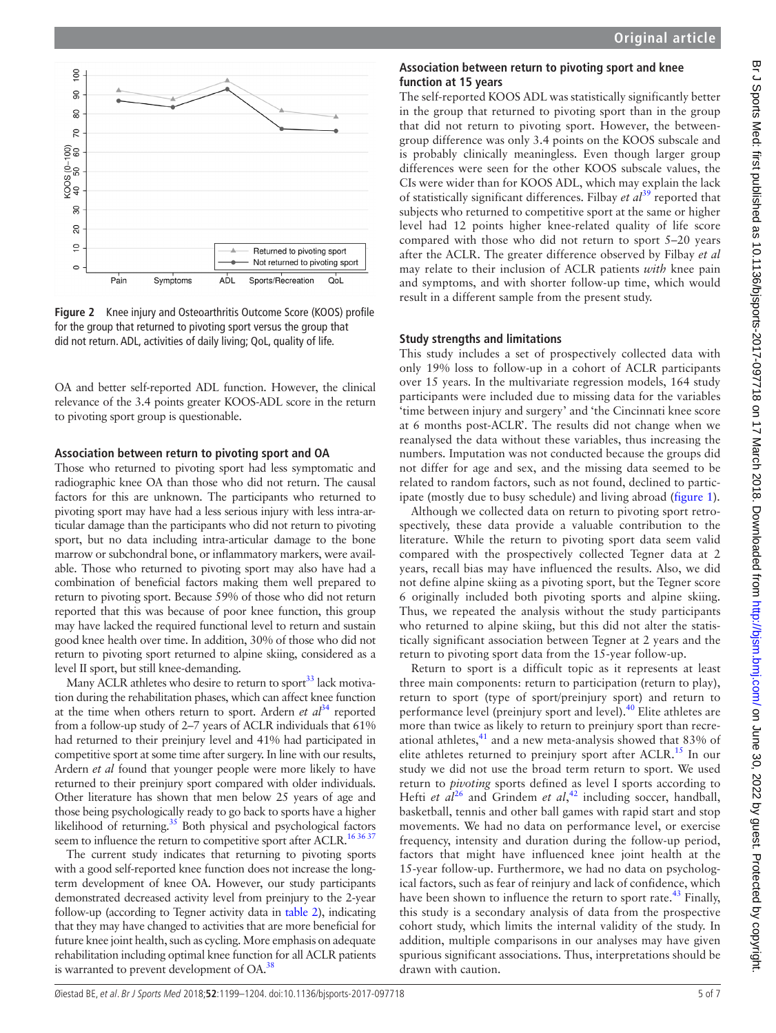Figure 2 Knee injury and Osteoarthritis Outcome Score (KOOS) profile for the group that returned to pivoting sport versus the group that did not return. ADL, activities of daily living; QoL, quality of life.

OA and better self-reported ADL function. However, the clinical relevance of the 3.4 points greater KOOS-ADL score in the return to pivoting sport group is questionable.

### Association between return to pivoting sport and OA

Those who returned to pivoting sport had less symptomatic and radiographic knee OA than those who did not return. The causal factors for this are unknown. The participants who returned to pivoting sport may have had a less serious injury with less intra-articular damage than the participants who did not return to pivoting sport, but no data including intra-articular damage to the bone marrow or subchondral bone, or inflammatory markers, were available. Those who returned to pivoting sport may also have had a combination of beneficial factors making them well prepared to return to pivoting sport. Because 59% of those who did not return reported that this was because of poor knee function, this group may have lacked the required functional level to return and sustain good knee health over time. In addition, 30% of those who did not return to pivoting sport returned to alpine skiing, considered as a level II sport, but still knee-demanding.

Many ACLR athletes who desire to return to sport[33] lack motivation during the rehabilitation phases, which can affect knee function at the time when others return to sport. Ardern *et al*[34] reported from a follow-up study of 2–7 years of ACLR individuals that 61% had returned to their preinjury level and 41% had participated in competitive sport at some time after surgery. In line with our results, Ardern *et al* found that younger people were more likely to have returned to their preinjury sport compared with older individuals. Other literature has shown that men below 25 years of age and those being psychologically ready to go back to sports have a higher likelihood of returning.[35] Both physical and psychological factors seem to influence the return to competitive sport after ACLR.[16 36 37]

The current study indicates that returning to pivoting sports with a good self-reported knee function does not increase the long-term development of knee OA. However, our study participants demonstrated decreased activity level from preinjury to the 2-year follow-up (according to Tegner activity data in table 2), indicating that they may have changed to activities that are more beneficial for future knee joint health, such as cycling. More emphasis on adequate rehabilitation including optimal knee function for all ACLR patients is warranted to prevent development of OA.[38]

### Association between return to pivoting sport and knee function at 15 years

The self-reported KOOS ADL was statistically significantly better in the group that returned to pivoting sport than in the group that did not return to pivoting sport. However, the between-group difference was only 3.4 points on the KOOS subscale and is probably clinically meaningless. Even though larger group differences were seen for the other KOOS subscale values, the CIs were wider than for KOOS ADL, which may explain the lack of statistically significant differences. Filbay *et al*[39] reported that subjects who returned to competitive sport at the same or higher level had 12 points higher knee-related quality of life score compared with those who did not return to sport 5–20 years after the ACLR. The greater difference observed by Filbay *et al* may relate to their inclusion of ACLR patients *with* knee pain and symptoms, and with shorter follow-up time, which would result in a different sample from the present study.

### Study strengths and limitations

This study includes a set of prospectively collected data with only 19% loss to follow-up in a cohort of ACLR participants over 15 years. In the multivariate regression models, 164 study participants were included due to missing data for the variables 'time between injury and surgery' and 'the Cincinnati knee score at 6 months post-ACLR'. The results did not change when we reanalysed the data without these variables, thus increasing the numbers. Imputation was not conducted because the groups did not differ for age and sex, and the missing data seemed to be related to random factors, such as not found, declined to participate (mostly due to busy schedule) and living abroad (figure 1).

Although we collected data on return to pivoting sport retrospectively, these data provide a valuable contribution to the literature. While the return to pivoting sport data seem valid compared with the prospectively collected Tegner data at 2 years, recall bias may have influenced the results. Also, we did not define alpine skiing as a pivoting sport, but the Tegner score 6 originally included both pivoting sports and alpine skiing. Thus, we repeated the analysis without the study participants who returned to alpine skiing, but this did not alter the statistically significant association between Tegner at 2 years and the return to pivoting sport data from the 15-year follow-up.

Return to sport is a difficult topic as it represents at least three main components: return to participation (return to play), return to sport (type of sport/preinjury sport) and return to performance level (preinjury sport and level).[40] Elite athletes are more than twice as likely to return to preinjury sport than recreational athletes,[41] and a new meta-analysis showed that 83% of elite athletes returned to preinjury sport after ACLR.[15] In our study we did not use the broad term return to sport. We used return to *pivoting* sports defined as level I sports according to Hefti *et al*[26] and Grindem *et al*,[42] including soccer, handball, basketball, tennis and other ball games with rapid start and stop movements. We had no data on performance level, or exercise frequency, intensity and duration during the follow-up period, factors that might have influenced knee joint health at the 15-year follow-up. Furthermore, we had no data on psychological factors, such as fear of reinjury and lack of confidence, which have been shown to influence the return to sport rate.[43] Finally, this study is a secondary analysis of data from the prospective cohort study, which limits the internal validity of the study. In addition, multiple comparisons in our analyses may have given spurious significant associations. Thus, interpretations should be drawn with caution.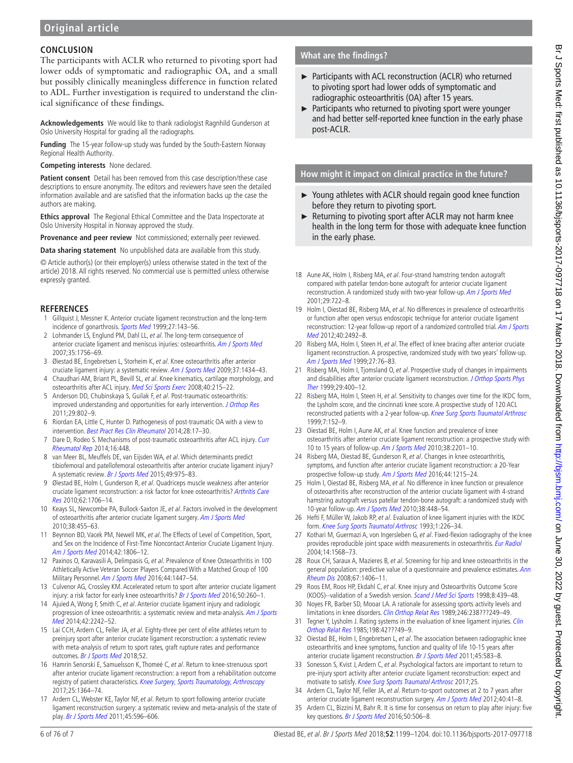## CONCLUSION

The participants with ACLR who returned to pivoting sport had lower odds of symptomatic and radiographic OA, and a small but possibly clinically meaningless difference in function related to ADL. Further investigation is required to understand the clinical significance of these findings.

**Acknowledgements** We would like to thank radiologist Ragnhild Gunderson at Oslo University Hospital for grading all the radiographs.

**Funding** The 15-year follow-up study was funded by the South-Eastern Norway Regional Health Authority.

**Competing interests** None declared.

**Patient consent** Detail has been removed from this case description/these case descriptions to ensure anonymity. The editors and reviewers have seen the detailed information available and are satisfied that the information backs up the case the authors are making.

**Ethics approval** The Regional Ethical Committee and the Data Inspectorate at Oslo University Hospital in Norway approved the study.

**Provenance and peer review** Not commissioned; externally peer reviewed.

**Data sharing statement** No unpublished data are available from this study.

© Article author(s) (or their employer(s) unless otherwise stated in the text of the article) 2018. All rights reserved. No commercial use is permitted unless otherwise expressly granted.

### What are the findings?

- Participants with ACL reconstruction (ACLR) who returned to pivoting sport had lower odds of symptomatic and radiographic osteoarthritis (OA) after 15 years.
- Participants who returned to pivoting sport were younger and had better self-reported knee function in the early phase post-ACLR.

### How might it impact on clinical practice in the future?

- Young athletes with ACLR should regain good knee function before they return to pivoting sport.
- Returning to pivoting sport after ACLR may not harm knee health in the long term for those with adequate knee function in the early phase.

## REFERENCES

1. Gillquist J, Messner K. Anterior cruciate ligament reconstruction and the long-term incidence of gonarthrosis. *Sports Med* 1999;27:143–56.
2. Lohmander LS, Englund PM, Dahl LL, *et al*. The long-term consequence of anterior cruciate ligament and meniscus injuries: osteoarthritis. *Am J Sports Med* 2007;35:1756–69.
3. Øiestad BE, Engebretsen L, Storheim K, *et al*. Knee osteoarthritis after anterior cruciate ligament injury: a systematic review. *Am J Sports Med* 2009;37:1434–43.
4. Chaudhari AM, Briant PL, Bevill SL, *et al*. Knee kinematics, cartilage morphology, and osteoarthritis after ACL injury. *Med Sci Sports Exerc* 2008;40:215–22.
5. Anderson DD, Chubinskaya S, Guilak F, *et al*. Post-traumatic osteoarthritis: improved understanding and opportunities for early intervention. *J Orthop Res* 2011;29:802–9.
6. Riordan EA, Little C, Hunter D. Pathogenesis of post-traumatic OA with a view to intervention. *Best Pract Res Clin Rheumatol* 2014;28:17–30.
7. Dare D, Rodeo S. Mechanisms of post-traumatic osteoarthritis after ACL injury. *Curr Rheumatol Rep* 2014;16:448.
8. van Meer BL, Meuffels DE, van Eijsden WA, *et al*. Which determinants predict tibiofemoral and patellofemoral osteoarthritis after anterior cruciate ligament injury? A systematic review. *Br J Sports Med* 2015;49:975–83.
9. Øiestad BE, Holm I, Gunderson R, *et al*. Quadriceps muscle weakness after anterior cruciate ligament reconstruction: a risk factor for knee osteoarthritis? *Arthritis Care Res* 2010;62:1706–14.
10. Keays SL, Newcombe PA, Bullock-Saxton JE, *et al*. Factors involved in the development of osteoarthritis after anterior cruciate ligament surgery. *Am J Sports Med* 2010;38:455–63.
11. Beynnon BD, Vacek PM, Newell MK, *et al*. The Effects of Level of Competition, Sport, and Sex on the Incidence of First-Time Noncontact Anterior Cruciate Ligament Injury. *Am J Sports Med* 2014;42:1806–12.
12. Paxinos O, Karavasili A, Delimpasis G, *et al*. Prevalence of Knee Osteoarthritis in 100 Athletically Active Veteran Soccer Players Compared With a Matched Group of 100 Military Personnel. *Am J Sports Med* 2016;44:1447–54.
13. Culvenor AG, Crossley KM. Accelerated return to sport after anterior cruciate ligament injury: a risk factor for early knee osteoarthritis? *Br J Sports Med* 2016;50:260–1.
14. Ajuied A, Wong F, Smith C, *et al*. Anterior cruciate ligament injury and radiologic progression of knee osteoarthritis: a systematic review and meta-analysis. *Am J Sports Med* 2014;42:2242–52.
15. Lai CCH, Ardern CL, Feller JA, *et al*. Eighty-three per cent of elite athletes return to preinjury sport after anterior cruciate ligament reconstruction: a systematic review with meta-analysis of return to sport rates, graft rupture rates and performance outcomes. *Br J Sports Med* 2018;52.
16. Hamrin Senorski E, Samuelsson K, Thomeé C, *et al*. Return to knee-strenuous sport after anterior cruciate ligament reconstruction: a report from a rehabilitation outcome registry of patient characteristics. *Knee Surgery, Sports Traumatology, Arthroscopy* 2017;25:1364–74.
17. Ardern CL, Webster KE, Taylor NF, *et al*. Return to sport following anterior cruciate ligament reconstruction surgery: a systematic review and meta-analysis of the state of play. *Br J Sports Med* 2011;45:596–606.
18. Aune AK, Holm I, Risberg MA, *et al*. Four-strand hamstring tendon autograft compared with patellar tendon-bone autograft for anterior cruciate ligament reconstruction. A randomized study with two-year follow-up. *Am J Sports Med* 2001;29:722–8.
19. Holm I, Oiestad BE, Risberg MA, *et al*. No differences in prevalence of osteoarthritis or function after open versus endoscopic technique for anterior cruciate ligament reconstruction: 12-year follow-up report of a randomized controlled trial. *Am J Sports Med* 2012;40:2492–8.
20. Risberg MA, Holm I, Steen H, *et al*. The effect of knee bracing after anterior cruciate ligament reconstruction. A prospective, randomized study with two years' follow-up. *Am J Sports Med* 1999;27:76–83.
21. Risberg MA, Holm I, Tjomsland O, *et al*. Prospective study of changes in impairments and disabilities after anterior cruciate ligament reconstruction. *J Orthop Sports Phys Ther* 1999;29:400–12.
22. Risberg MA, Holm I, Steen H, *et al*. Sensitivity to changes over time for the IKDC form, the Lysholm score, and the cincinnati knee score. A prospective study of 120 ACL reconstructed patients with a 2-year follow-up. *Knee Surg Sports Traumatol Arthrosc* 1999;7:152–9.
23. Oiestad BE, Holm I, Aune AK, *et al*. Knee function and prevalence of knee osteoarthritis after anterior cruciate ligament reconstruction: a prospective study with 10 to 15 years of follow-up. *Am J Sports Med* 2010;38:2201–10.
24. Risberg MA, Oiestad BE, Gunderson R, *et al*. Changes in knee osteoarthritis, symptoms, and function after anterior cruciate ligament reconstruction: a 20-Year prospective follow-up study. *Am J Sports Med* 2016;44:1215–24.
25. Holm I, Oiestad BE, Risberg MA, *et al*. No difference in knee function or prevalence of osteoarthritis after reconstruction of the anterior cruciate ligament with 4-strand hamstring autograft versus patellar tendon-bone autograft: a randomized study with 10-year follow-up. *Am J Sports Med* 2010;38:448–54.
26. Hefti F, Müller W, Jakob RP, *et al*. Evaluation of knee ligament injuries with the IKDC form. *Knee Surg Sports Traumatol Arthrosc* 1993;1:226–34.
27. Kothari M, Guermazi A, von Ingersleben G, *et al*. Fixed-flexion radiography of the knee provides reproducible joint space width measurements in osteoarthritis. *Eur Radiol* 2004;14:1568–73.
28. Roux CH, Saraux A, Mazieres B, *et al*. Screening for hip and knee osteoarthritis in the general population: predictive value of a questionnaire and prevalence estimates. *Ann Rheum Dis* 2008;67:1406–11.
29. Roos EM, Roos HP, Ekdahl C, *et al*. Knee injury and Osteoarthritis Outcome Score (KOOS)--validation of a Swedish version. *Scand J Med Sci Sports* 1998;8:439–48.
30. Noyes FR, Barber SD, Mooar LA. A rationale for assessing sports activity levels and limitations in knee disorders. *Clin Orthop Relat Res* 1989;246:238???249–49.
31. Tegner Y, Lysholm J. Rating systems in the evaluation of knee ligament injuries. *Clin Orthop Relat Res* 1985;198:42???49–9.
32. Oiestad BE, Holm I, Engebretsen L, *et al*. The association between radiographic knee osteoarthritis and knee symptoms, function and quality of life 10-15 years after anterior cruciate ligament reconstruction. *Br J Sports Med* 2011;45:583–8.
33. Sonesson S, Kvist J, Ardern C, *et al*. Psychological factors are important to return to pre-injury sport activity after anterior cruciate ligament reconstruction: expect and motivate to satisfy. *Knee Surg Sports Traumatol Arthrosc* 2017;25.
34. Ardern CL, Taylor NF, Feller JA, *et al*. Return-to-sport outcomes at 2 to 7 years after anterior cruciate ligament reconstruction surgery. *Am J Sports Med* 2012;40:41–8.
35. Ardern CL, Bizzini M, Bahr R. It is time for consensus on return to play after injury: five key questions. *Br J Sports Med* 2016;50:506–8.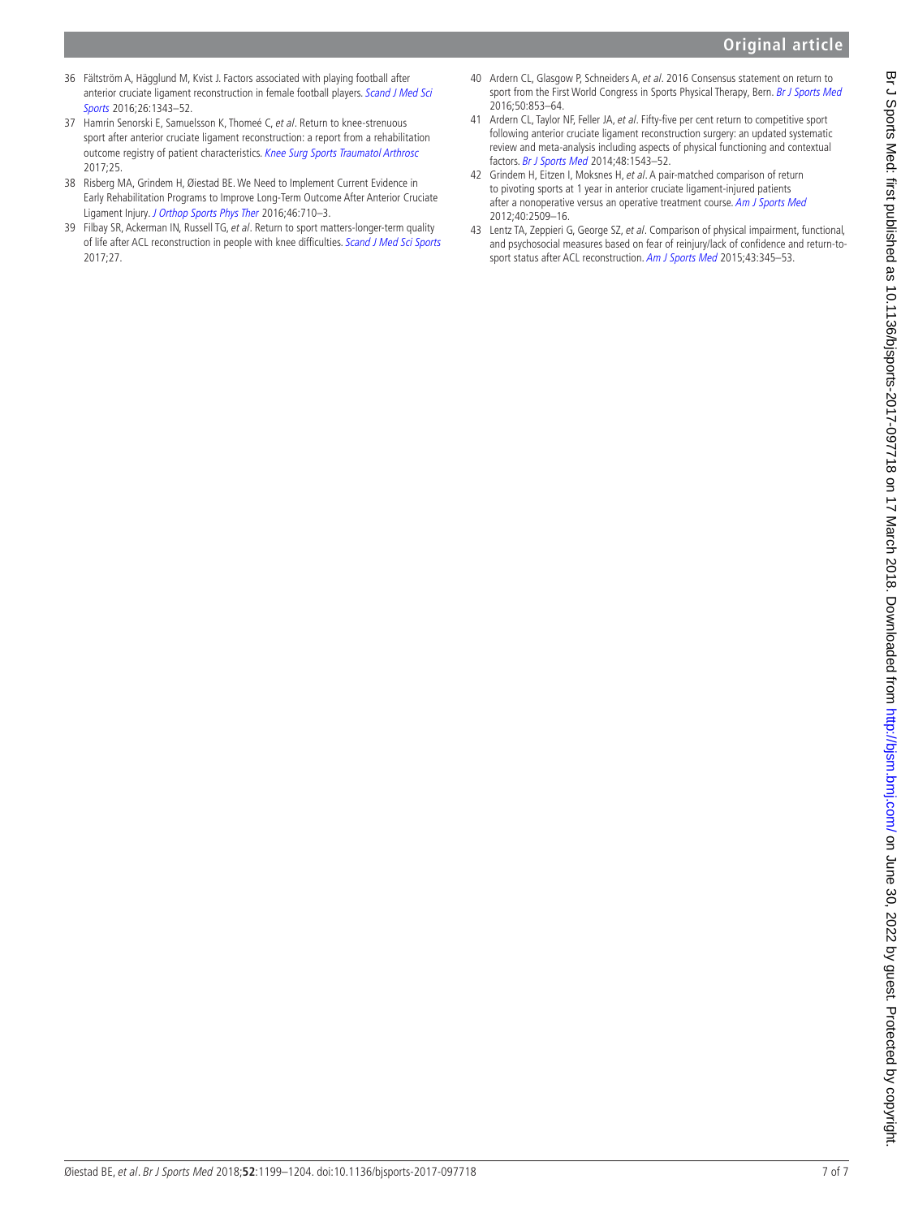36 Fältström A, Hägglund M, Kvist J. Factors associated with playing football after anterior cruciate ligament reconstruction in female football players. *Scand J Med Sci Sports* 2016;26:1343–52.

37 Hamrin Senorski E, Samuelsson K, Thomeé C, *et al*. Return to knee-strenuous sport after anterior cruciate ligament reconstruction: a report from a rehabilitation outcome registry of patient characteristics. *Knee Surg Sports Traumatol Arthrosc* 2017;25.

38 Risberg MA, Grindem H, Øiestad BE. We Need to Implement Current Evidence in Early Rehabilitation Programs to Improve Long-Term Outcome After Anterior Cruciate Ligament Injury. *J Orthop Sports Phys Ther* 2016;46:710–3.

39 Filbay SR, Ackerman IN, Russell TG, *et al*. Return to sport matters-longer-term quality of life after ACL reconstruction in people with knee difficulties. *Scand J Med Sci Sports* 2017;27.

40 Ardern CL, Glasgow P, Schneiders A, *et al*. 2016 Consensus statement on return to sport from the First World Congress in Sports Physical Therapy, Bern. *Br J Sports Med* 2016;50:853–64.

41 Ardern CL, Taylor NF, Feller JA, *et al*. Fifty-five per cent return to competitive sport following anterior cruciate ligament reconstruction surgery: an updated systematic review and meta-analysis including aspects of physical functioning and contextual factors. *Br J Sports Med* 2014;48:1543–52.

42 Grindem H, Eitzen I, Moksnes H, *et al*. A pair-matched comparison of return to pivoting sports at 1 year in anterior cruciate ligament-injured patients after a nonoperative versus an operative treatment course. *Am J Sports Med* 2012;40:2509–16.

43 Lentz TA, Zeppieri G, George SZ, *et al*. Comparison of physical impairment, functional, and psychosocial measures based on fear of reinjury/lack of confidence and return-to-sport status after ACL reconstruction. *Am J Sports Med* 2015;43:345–53.